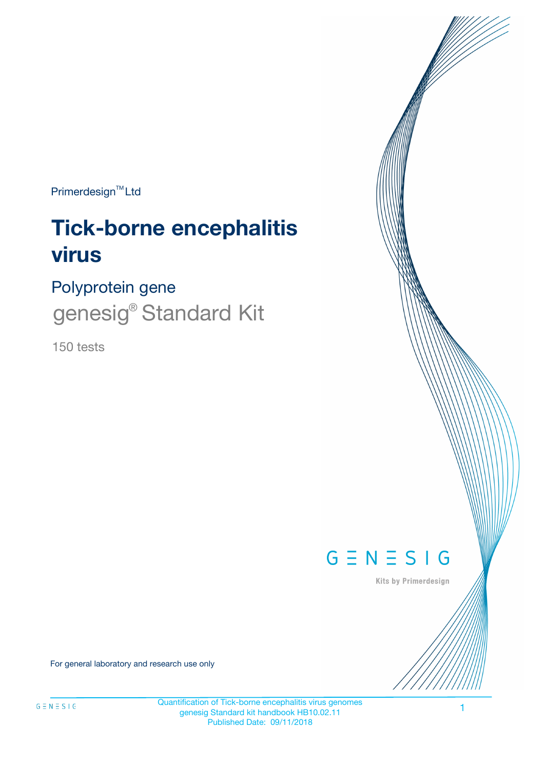Primerdesign™ Ltd

# Tick-borne encephalitis virus

## Polyprotein gene

genesig® Standard Kit

150 tests

GENESIG

Kits by Primerdesign

For general laboratory and research use only

Quantification of Tick-borne encephalitis virus genomes
genesig Standard kit handbook HB10.02.11
Published Date: 09/11/2018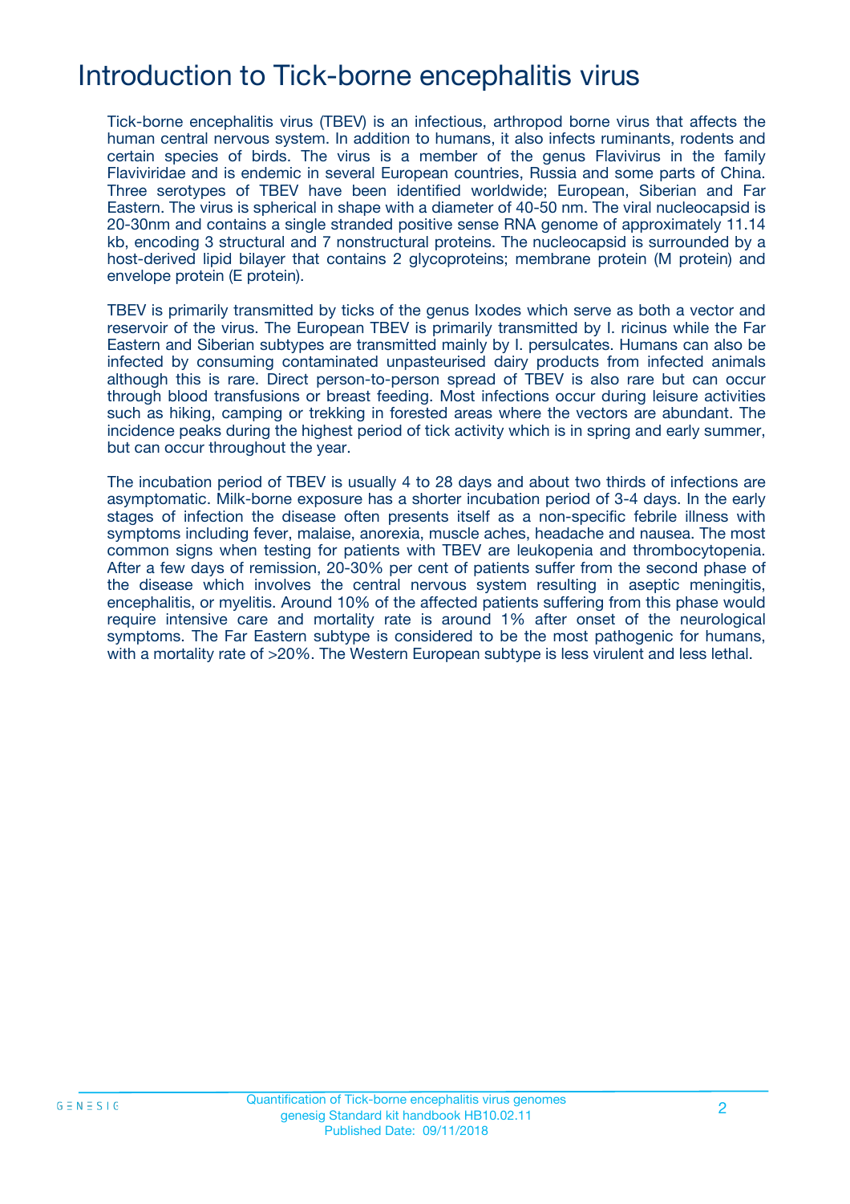# Introduction to Tick-borne encephalitis virus

Tick-borne encephalitis virus (TBEV) is an infectious, arthropod borne virus that affects the human central nervous system. In addition to humans, it also infects ruminants, rodents and certain species of birds. The virus is a member of the genus Flavivirus in the family Flaviviridae and is endemic in several European countries, Russia and some parts of China. Three serotypes of TBEV have been identified worldwide; European, Siberian and Far Eastern. The virus is spherical in shape with a diameter of 40-50 nm. The viral nucleocapsid is 20-30nm and contains a single stranded positive sense RNA genome of approximately 11.14 kb, encoding 3 structural and 7 nonstructural proteins. The nucleocapsid is surrounded by a host-derived lipid bilayer that contains 2 glycoproteins; membrane protein (M protein) and envelope protein (E protein).

TBEV is primarily transmitted by ticks of the genus Ixodes which serve as both a vector and reservoir of the virus. The European TBEV is primarily transmitted by I. ricinus while the Far Eastern and Siberian subtypes are transmitted mainly by I. persulcates. Humans can also be infected by consuming contaminated unpasteurised dairy products from infected animals although this is rare. Direct person-to-person spread of TBEV is also rare but can occur through blood transfusions or breast feeding. Most infections occur during leisure activities such as hiking, camping or trekking in forested areas where the vectors are abundant. The incidence peaks during the highest period of tick activity which is in spring and early summer, but can occur throughout the year.

The incubation period of TBEV is usually 4 to 28 days and about two thirds of infections are asymptomatic. Milk-borne exposure has a shorter incubation period of 3-4 days. In the early stages of infection the disease often presents itself as a non-specific febrile illness with symptoms including fever, malaise, anorexia, muscle aches, headache and nausea. The most common signs when testing for patients with TBEV are leukopenia and thrombocytopenia. After a few days of remission, 20-30% per cent of patients suffer from the second phase of the disease which involves the central nervous system resulting in aseptic meningitis, encephalitis, or myelitis. Around 10% of the affected patients suffering from this phase would require intensive care and mortality rate is around 1% after onset of the neurological symptoms. The Far Eastern subtype is considered to be the most pathogenic for humans, with a mortality rate of >20%. The Western European subtype is less virulent and less lethal.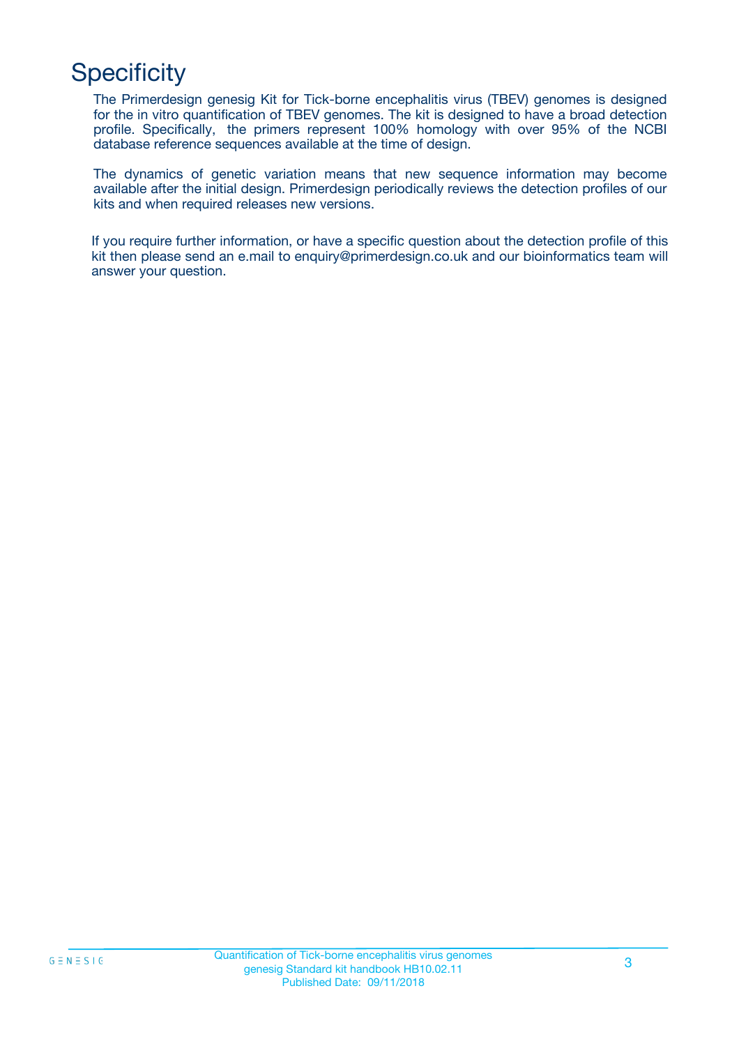# Specificity

The Primerdesign genesig Kit for Tick-borne encephalitis virus (TBEV) genomes is designed for the in vitro quantification of TBEV genomes. The kit is designed to have a broad detection profile. Specifically, the primers represent 100% homology with over 95% of the NCBI database reference sequences available at the time of design.

The dynamics of genetic variation means that new sequence information may become available after the initial design. Primerdesign periodically reviews the detection profiles of our kits and when required releases new versions.

If you require further information, or have a specific question about the detection profile of this kit then please send an e.mail to enquiry@primerdesign.co.uk and our bioinformatics team will answer your question.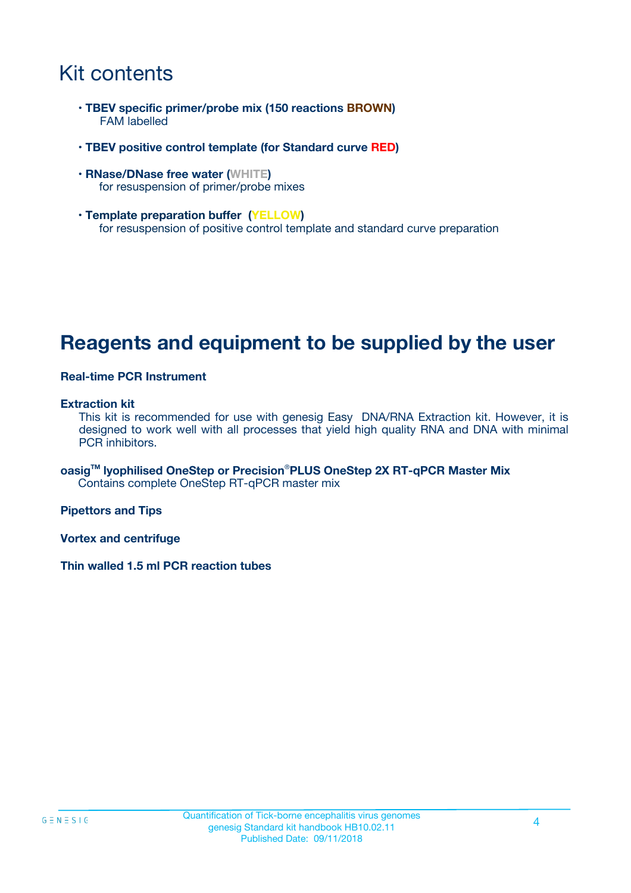# Kit contents

- **TBEV specific primer/probe mix (150 reactions BROWN)**
  FAM labelled

- **TBEV positive control template (for Standard curve RED)**

- **RNase/DNase free water (WHITE)**
  for resuspension of primer/probe mixes

- **Template preparation buffer (YELLOW)**
  for resuspension of positive control template and standard curve preparation

# Reagents and equipment to be supplied by the user

**Real-time PCR Instrument**

**Extraction kit**
This kit is recommended for use with genesig Easy DNA/RNA Extraction kit. However, it is designed to work well with all processes that yield high quality RNA and DNA with minimal PCR inhibitors.

**oasig™ lyophilised OneStep or Precision®PLUS OneStep 2X RT-qPCR Master Mix**
Contains complete OneStep RT-qPCR master mix

**Pipettors and Tips**

**Vortex and centrifuge**

**Thin walled 1.5 ml PCR reaction tubes**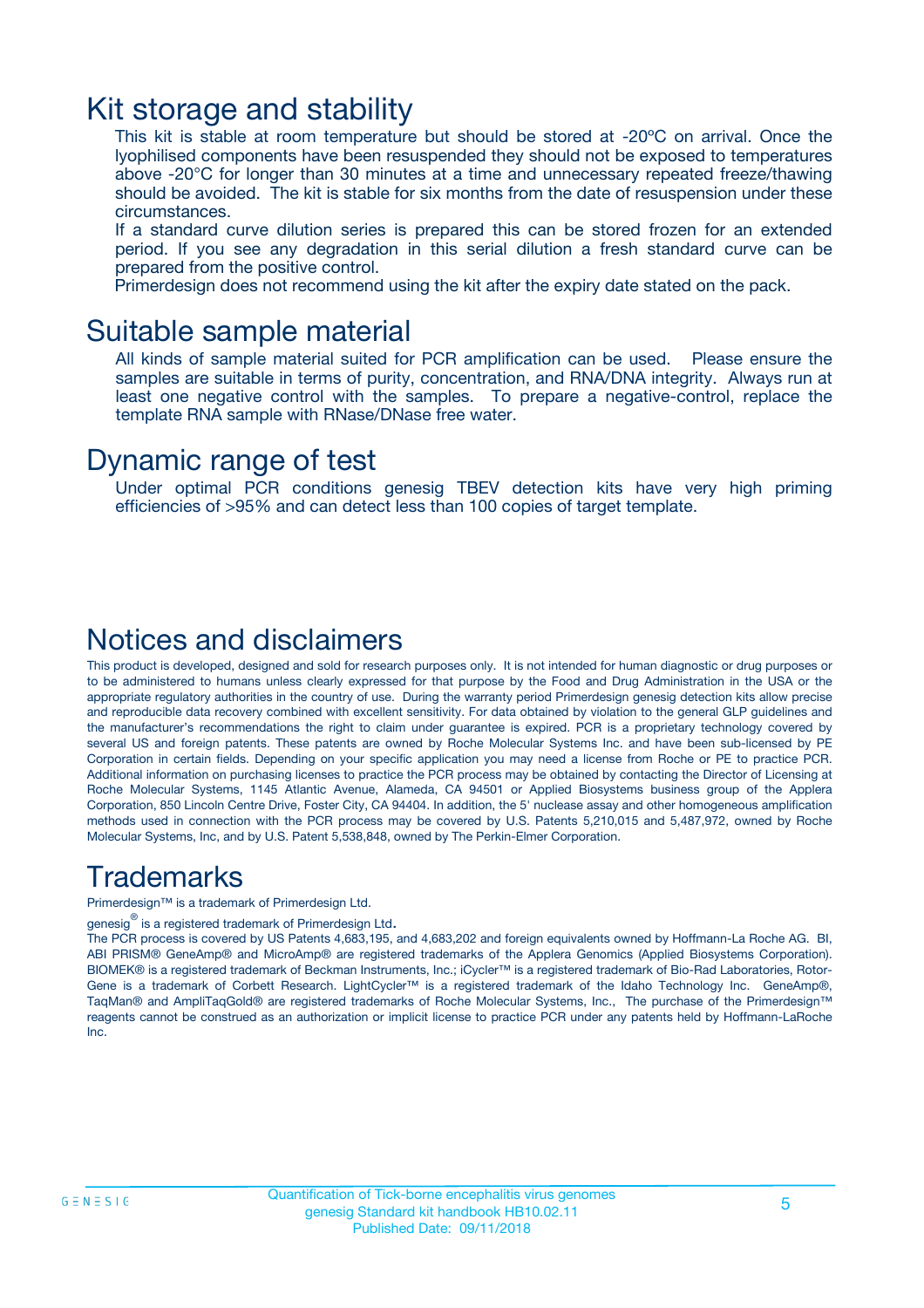# Kit storage and stability

This kit is stable at room temperature but should be stored at -20ºC on arrival. Once the lyophilised components have been resuspended they should not be exposed to temperatures above -20°C for longer than 30 minutes at a time and unnecessary repeated freeze/thawing should be avoided. The kit is stable for six months from the date of resuspension under these circumstances.

If a standard curve dilution series is prepared this can be stored frozen for an extended period. If you see any degradation in this serial dilution a fresh standard curve can be prepared from the positive control.

Primerdesign does not recommend using the kit after the expiry date stated on the pack.

# Suitable sample material

All kinds of sample material suited for PCR amplification can be used. Please ensure the samples are suitable in terms of purity, concentration, and RNA/DNA integrity. Always run at least one negative control with the samples. To prepare a negative-control, replace the template RNA sample with RNase/DNase free water.

# Dynamic range of test

Under optimal PCR conditions genesig TBEV detection kits have very high priming efficiencies of >95% and can detect less than 100 copies of target template.

# Notices and disclaimers

This product is developed, designed and sold for research purposes only. It is not intended for human diagnostic or drug purposes or to be administered to humans unless clearly expressed for that purpose by the Food and Drug Administration in the USA or the appropriate regulatory authorities in the country of use. During the warranty period Primerdesign genesig detection kits allow precise and reproducible data recovery combined with excellent sensitivity. For data obtained by violation to the general GLP guidelines and the manufacturer's recommendations the right to claim under guarantee is expired. PCR is a proprietary technology covered by several US and foreign patents. These patents are owned by Roche Molecular Systems Inc. and have been sub-licensed by PE Corporation in certain fields. Depending on your specific application you may need a license from Roche or PE to practice PCR. Additional information on purchasing licenses to practice the PCR process may be obtained by contacting the Director of Licensing at Roche Molecular Systems, 1145 Atlantic Avenue, Alameda, CA 94501 or Applied Biosystems business group of the Applera Corporation, 850 Lincoln Centre Drive, Foster City, CA 94404. In addition, the 5' nuclease assay and other homogeneous amplification methods used in connection with the PCR process may be covered by U.S. Patents 5,210,015 and 5,487,972, owned by Roche Molecular Systems, Inc, and by U.S. Patent 5,538,848, owned by The Perkin-Elmer Corporation.

# Trademarks

Primerdesign™ is a trademark of Primerdesign Ltd.

genesig® is a registered trademark of Primerdesign Ltd.

The PCR process is covered by US Patents 4,683,195, and 4,683,202 and foreign equivalents owned by Hoffmann-La Roche AG. BI, ABI PRISM® GeneAmp® and MicroAmp® are registered trademarks of the Applera Genomics (Applied Biosystems Corporation). BIOMEK® is a registered trademark of Beckman Instruments, Inc.; iCycler™ is a registered trademark of Bio-Rad Laboratories, Rotor-Gene is a trademark of Corbett Research. LightCycler™ is a registered trademark of the Idaho Technology Inc. GeneAmp®, TaqMan® and AmpliTaqGold® are registered trademarks of Roche Molecular Systems, Inc., The purchase of the Primerdesign™ reagents cannot be construed as an authorization or implicit license to practice PCR under any patents held by Hoffmann-LaRoche Inc.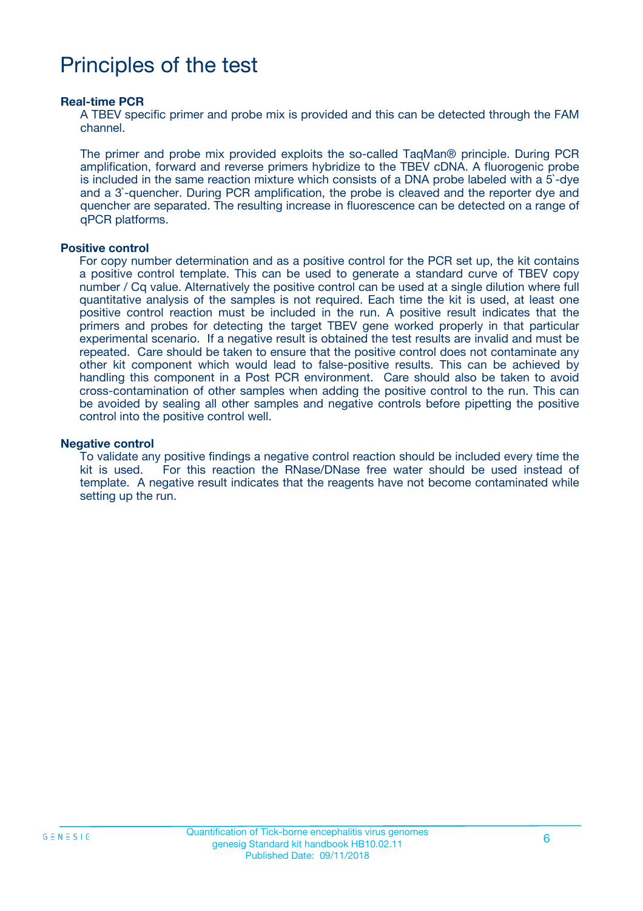# Principles of the test

### Real-time PCR

A TBEV specific primer and probe mix is provided and this can be detected through the FAM channel.

The primer and probe mix provided exploits the so-called TaqMan® principle. During PCR amplification, forward and reverse primers hybridize to the TBEV cDNA. A fluorogenic probe is included in the same reaction mixture which consists of a DNA probe labeled with a 5`-dye and a 3`-quencher. During PCR amplification, the probe is cleaved and the reporter dye and quencher are separated. The resulting increase in fluorescence can be detected on a range of qPCR platforms.

### Positive control

For copy number determination and as a positive control for the PCR set up, the kit contains a positive control template. This can be used to generate a standard curve of TBEV copy number / Cq value. Alternatively the positive control can be used at a single dilution where full quantitative analysis of the samples is not required. Each time the kit is used, at least one positive control reaction must be included in the run. A positive result indicates that the primers and probes for detecting the target TBEV gene worked properly in that particular experimental scenario. If a negative result is obtained the test results are invalid and must be repeated. Care should be taken to ensure that the positive control does not contaminate any other kit component which would lead to false-positive results. This can be achieved by handling this component in a Post PCR environment. Care should also be taken to avoid cross-contamination of other samples when adding the positive control to the run. This can be avoided by sealing all other samples and negative controls before pipetting the positive control into the positive control well.

### Negative control

To validate any positive findings a negative control reaction should be included every time the kit is used. For this reaction the RNase/DNase free water should be used instead of template. A negative result indicates that the reagents have not become contaminated while setting up the run.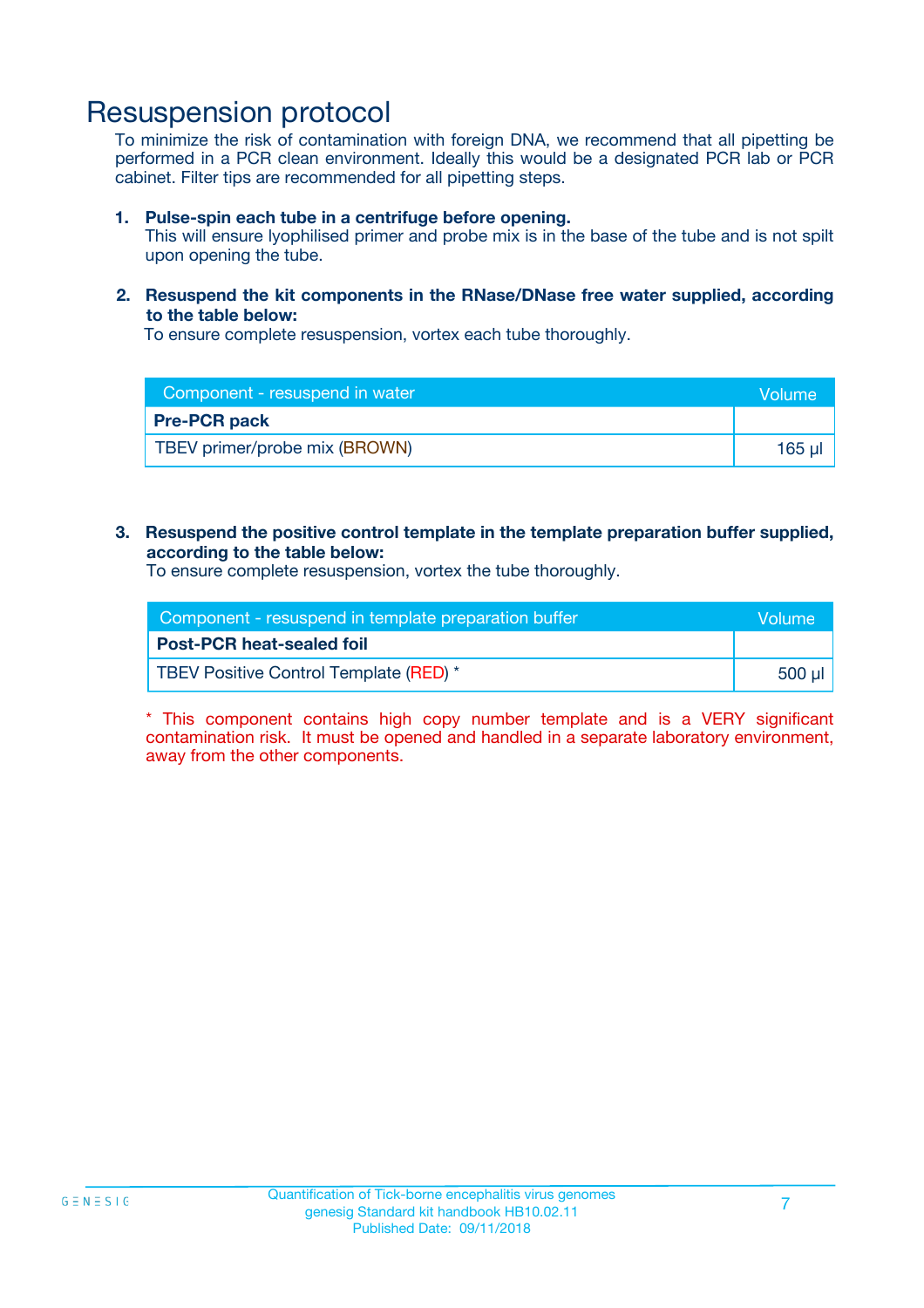# Resuspension protocol

To minimize the risk of contamination with foreign DNA, we recommend that all pipetting be performed in a PCR clean environment. Ideally this would be a designated PCR lab or PCR cabinet. Filter tips are recommended for all pipetting steps.

1. **Pulse-spin each tube in a centrifuge before opening.**
   This will ensure lyophilised primer and probe mix is in the base of the tube and is not spilt upon opening the tube.

2. **Resuspend the kit components in the RNase/DNase free water supplied, according to the table below:**
   To ensure complete resuspension, vortex each tube thoroughly.

| Component - resuspend in water | Volume |
|---|---|
| **Pre-PCR pack** | |
| TBEV primer/probe mix (BROWN) | 165 µl |

3. **Resuspend the positive control template in the template preparation buffer supplied, according to the table below:**
   To ensure complete resuspension, vortex the tube thoroughly.

| Component - resuspend in template preparation buffer | Volume |
|---|---|
| **Post-PCR heat-sealed foil** | |
| TBEV Positive Control Template (RED) * | 500 µl |

* This component contains high copy number template and is a VERY significant contamination risk. It must be opened and handled in a separate laboratory environment, away from the other components.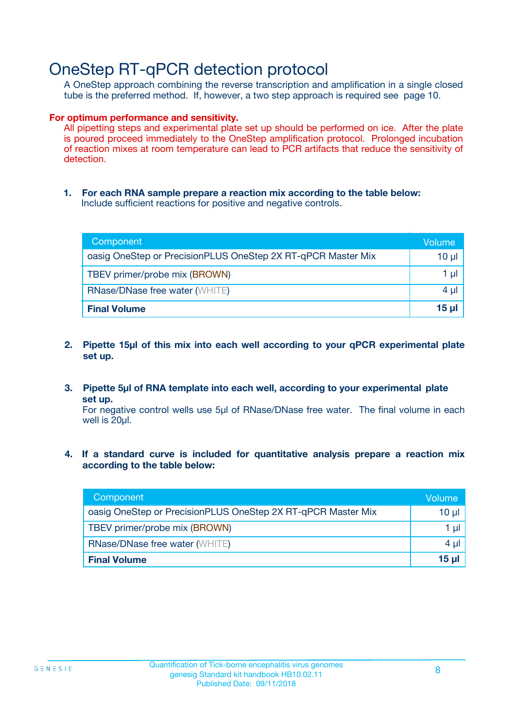# OneStep RT-qPCR detection protocol

A OneStep approach combining the reverse transcription and amplification in a single closed tube is the preferred method. If, however, a two step approach is required see page 10.

**For optimum performance and sensitivity.**

All pipetting steps and experimental plate set up should be performed on ice. After the plate is poured proceed immediately to the OneStep amplification protocol. Prolonged incubation of reaction mixes at room temperature can lead to PCR artifacts that reduce the sensitivity of detection.

1. **For each RNA sample prepare a reaction mix according to the table below:**
   Include sufficient reactions for positive and negative controls.

| Component | Volume |
|---|---|
| oasig OneStep or PrecisionPLUS OneStep 2X RT-qPCR Master Mix | 10 µl |
| TBEV primer/probe mix (BROWN) | 1 µl |
| RNase/DNase free water (WHITE) | 4 µl |
| **Final Volume** | **15 µl** |

2. **Pipette 15µl of this mix into each well according to your qPCR experimental plate set up.**

3. **Pipette 5µl of RNA template into each well, according to your experimental plate set up.**
   For negative control wells use 5µl of RNase/DNase free water. The final volume in each well is 20µl.

4. **If a standard curve is included for quantitative analysis prepare a reaction mix according to the table below:**

| Component | Volume |
|---|---|
| oasig OneStep or PrecisionPLUS OneStep 2X RT-qPCR Master Mix | 10 µl |
| TBEV primer/probe mix (BROWN) | 1 µl |
| RNase/DNase free water (WHITE) | 4 µl |
| **Final Volume** | **15 µl** |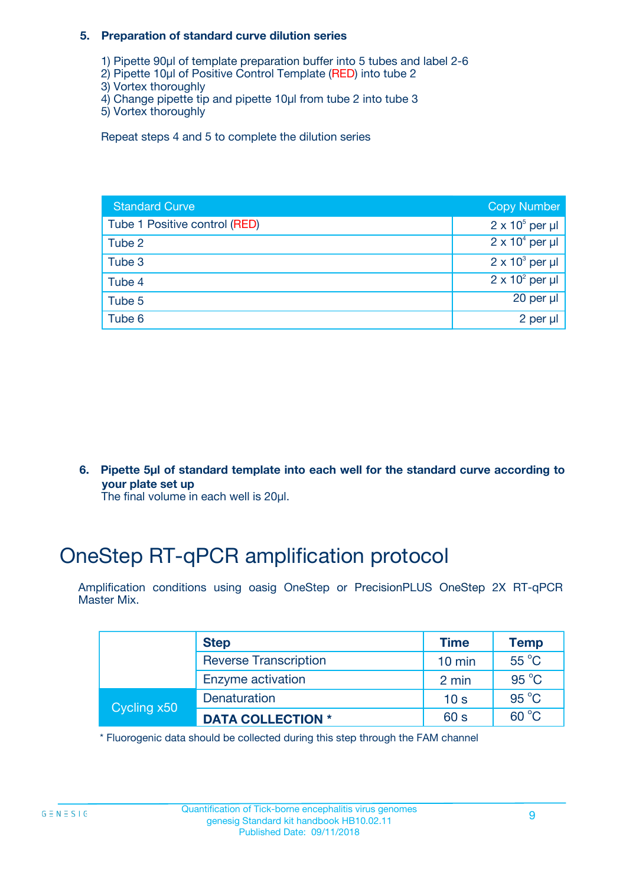**5. Preparation of standard curve dilution series**

1) Pipette 90µl of template preparation buffer into 5 tubes and label 2-6
2) Pipette 10µl of Positive Control Template (RED) into tube 2
3) Vortex thoroughly
4) Change pipette tip and pipette 10µl from tube 2 into tube 3
5) Vortex thoroughly

Repeat steps 4 and 5 to complete the dilution series

| Standard Curve | Copy Number |
|---|---|
| Tube 1 Positive control (RED) | $2 \times 10^5$ per µl |
| Tube 2 | $2 \times 10^4$ per µl |
| Tube 3 | $2 \times 10^3$ per µl |
| Tube 4 | $2 \times 10^2$ per µl |
| Tube 5 | 20 per µl |
| Tube 6 | 2 per µl |

**6. Pipette 5µl of standard template into each well for the standard curve according to your plate set up**
The final volume in each well is 20µl.

# OneStep RT-qPCR amplification protocol

Amplification conditions using oasig OneStep or PrecisionPLUS OneStep 2X RT-qPCR Master Mix.

| | Step | Time | Temp |
|---|---|---|---|
| | Reverse Transcription | 10 min | 55 °C |
| | Enzyme activation | 2 min | 95 °C |
| Cycling x50 | Denaturation | 10 s | 95 °C |
| | **DATA COLLECTION *** | 60 s | 60 °C |

* Fluorogenic data should be collected during this step through the FAM channel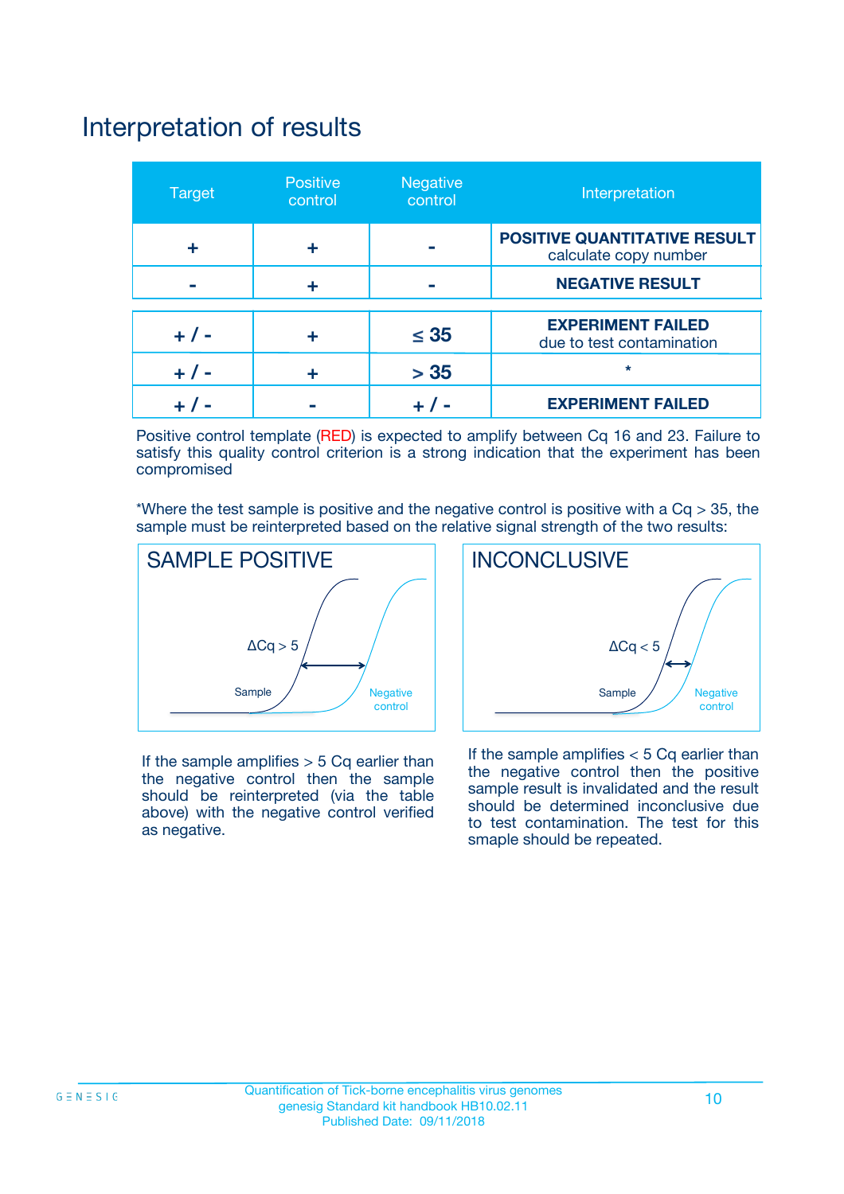# Interpretation of results

| Target | Positive control | Negative control | Interpretation |
|---|---|---|---|
| + | + | - | **POSITIVE QUANTITATIVE RESULT** calculate copy number |
| - | + | - | **NEGATIVE RESULT** |
| + / - | + | ≤ 35 | **EXPERIMENT FAILED** due to test contamination |
| + / - | + | > 35 | * |
| + / - | - | + / - | **EXPERIMENT FAILED** |

Positive control template (RED) is expected to amplify between Cq 16 and 23. Failure to satisfy this quality control criterion is a strong indication that the experiment has been compromised

*Where the test sample is positive and the negative control is positive with a Cq > 35, the sample must be reinterpreted based on the relative signal strength of the two results:

SAMPLE POSITIVE

ΔCq > 5

Sample

Negative control

If the sample amplifies > 5 Cq earlier than the negative control then the sample should be reinterpreted (via the table above) with the negative control verified as negative.

INCONCLUSIVE

ΔCq < 5

Sample

Negative control

If the sample amplifies < 5 Cq earlier than the negative control then the positive sample result is invalidated and the result should be determined inconclusive due to test contamination. The test for this smaple should be repeated.